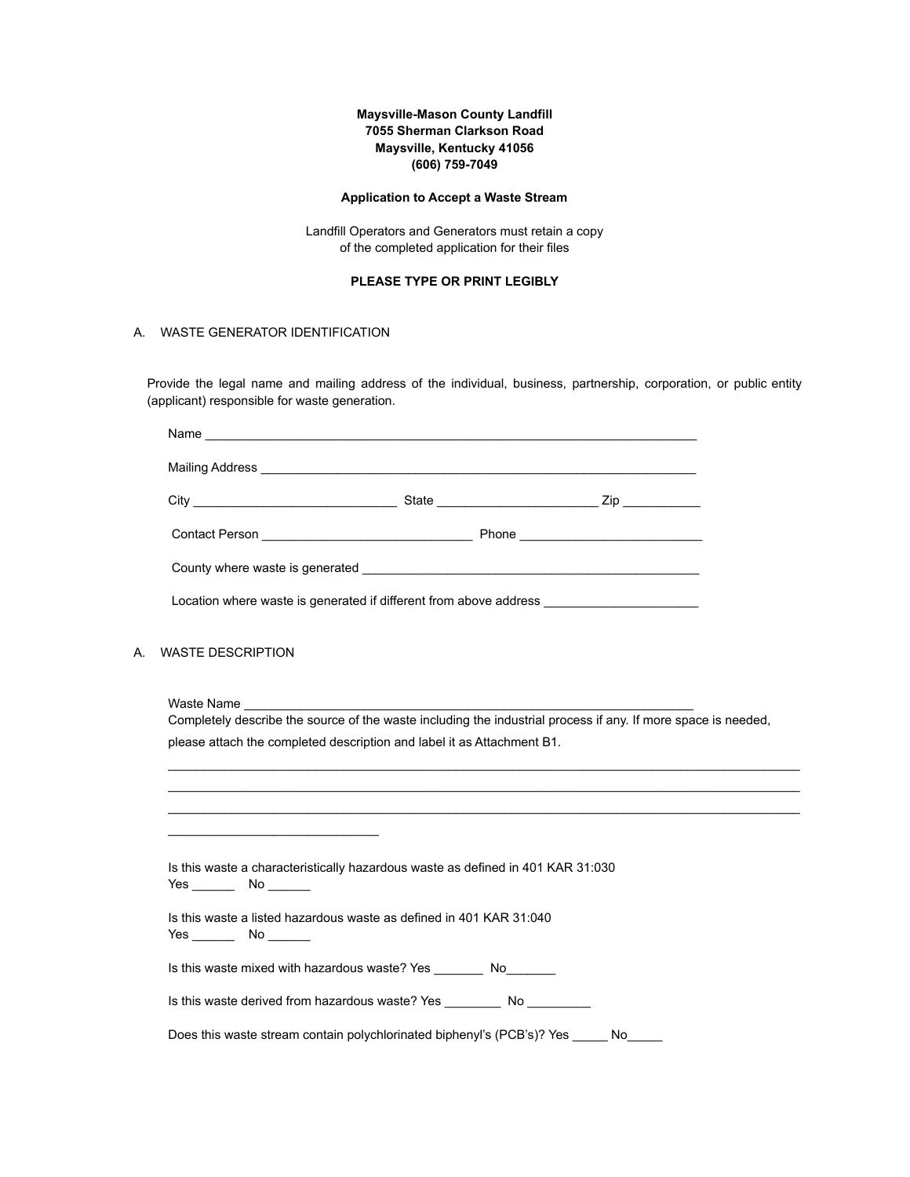**Maysville-Mason County Landfill**
**7055 Sherman Clarkson Road**
**Maysville, Kentucky 41056**
**(606) 759-7049**

**Application to Accept a Waste Stream**

Landfill Operators and Generators must retain a copy
of the completed application for their files

**PLEASE TYPE OR PRINT LEGIBLY**

A. WASTE GENERATOR IDENTIFICATION

Provide the legal name and mailing address of the individual, business, partnership, corporation, or public entity (applicant) responsible for waste generation.

Name ______________________________________________________________________

Mailing Address _____________________________________________________________

City ___________________________ State _____________________ Zip ___________

Contact Person ____________________________ Phone ________________________

County where waste is generated ________________________________________________

Location where waste is generated if different from above address _____________________

A. WASTE DESCRIPTION

Waste Name _________________________________________________________________

Completely describe the source of the waste including the industrial process if any. If more space is needed, please attach the completed description and label it as Attachment B1.

_____________________________________________________________________________________________
_____________________________________________________________________________________________
_____________________________________________________________________________________________
____________________________

Is this waste a characteristically hazardous waste as defined in 401 KAR 31:030
Yes ______ No ______

Is this waste a listed hazardous waste as defined in 401 KAR 31:040
Yes ______ No ______

Is this waste mixed with hazardous waste? Yes _______ No_______

Is this waste derived from hazardous waste? Yes ________ No _________

Does this waste stream contain polychlorinated biphenyl's (PCB's)? Yes _____ No_____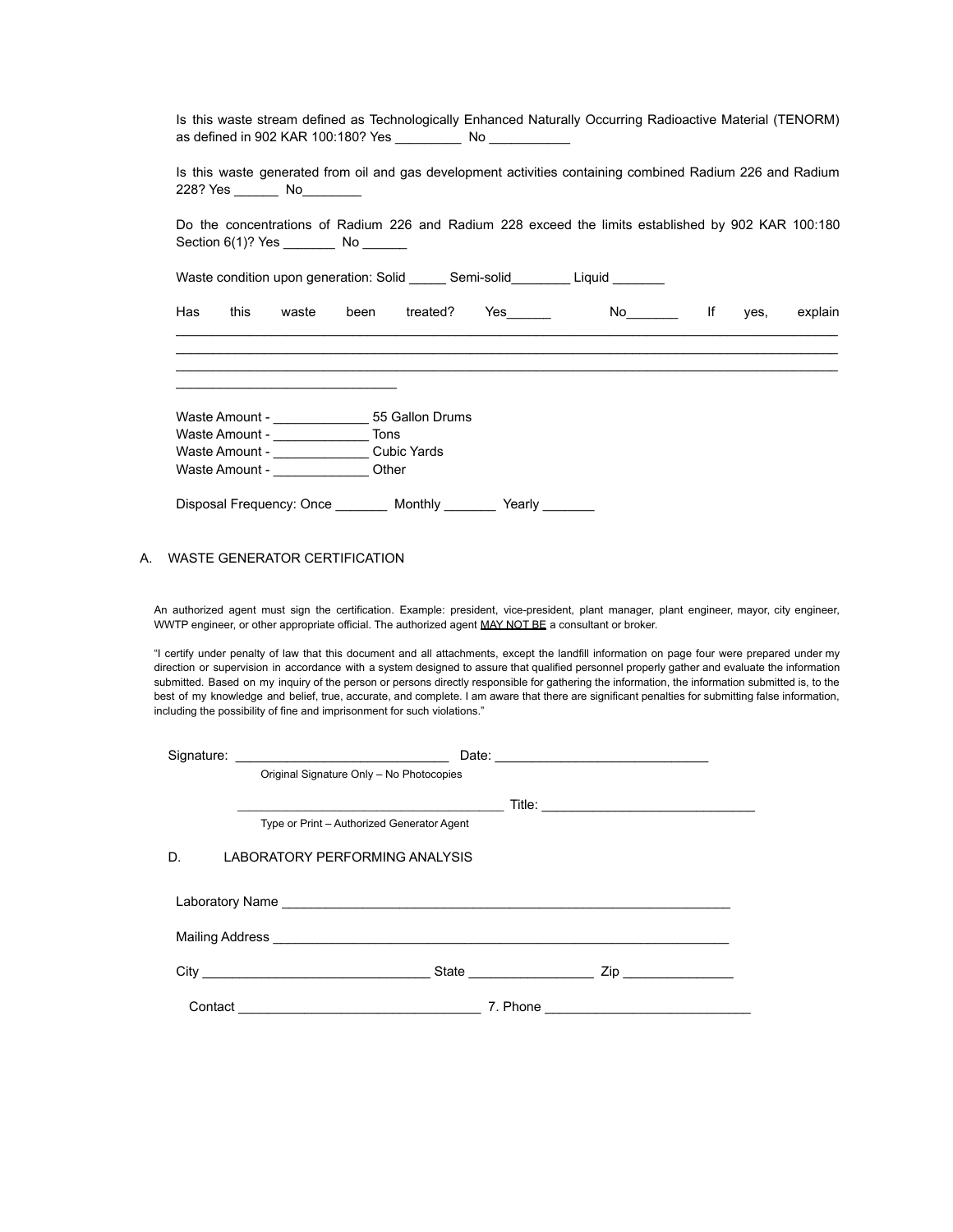Is this waste stream defined as Technologically Enhanced Naturally Occurring Radioactive Material (TENORM) as defined in 902 KAR 100:180? Yes _________ No ___________

Is this waste generated from oil and gas development activities containing combined Radium 226 and Radium 228? Yes ______ No________

Do the concentrations of Radium 226 and Radium 228 exceed the limits established by 902 KAR 100:180 Section 6(1)? Yes _______ No ______

Waste condition upon generation: Solid _____ Semi-solid________ Liquid _______

Has this waste been treated? Yes______ No_______ If yes, explain ______________________________________________________________________________________________
______________________________________________________________________________________________
______________________________________________________________________________________________
______________________________

Waste Amount - _____________ 55 Gallon Drums
Waste Amount - _____________ Tons
Waste Amount - _____________ Cubic Yards
Waste Amount - _____________ Other

Disposal Frequency: Once _______ Monthly _______ Yearly _______

## A. WASTE GENERATOR CERTIFICATION

An authorized agent must sign the certification. Example: president, vice-president, plant manager, plant engineer, mayor, city engineer, WWTP engineer, or other appropriate official. The authorized agent MAY NOT BE a consultant or broker.

"I certify under penalty of law that this document and all attachments, except the landfill information on page four were prepared under my direction or supervision in accordance with a system designed to assure that qualified personnel properly gather and evaluate the information submitted. Based on my inquiry of the person or persons directly responsible for gathering the information, the information submitted is, to the best of my knowledge and belief, true, accurate, and complete. I am aware that there are significant penalties for submitting false information, including the possibility of fine and imprisonment for such violations."

Signature: _____________________________ Date: ______________________________
Original Signature Only – No Photocopies

____________________________________ Title: ______________________________
Type or Print – Authorized Generator Agent

## D. LABORATORY PERFORMING ANALYSIS

Laboratory Name _______________________________________________________________

Mailing Address ________________________________________________________________

City _______________________________ State _________________ Zip _______________

Contact _________________________________ 7. Phone ____________________________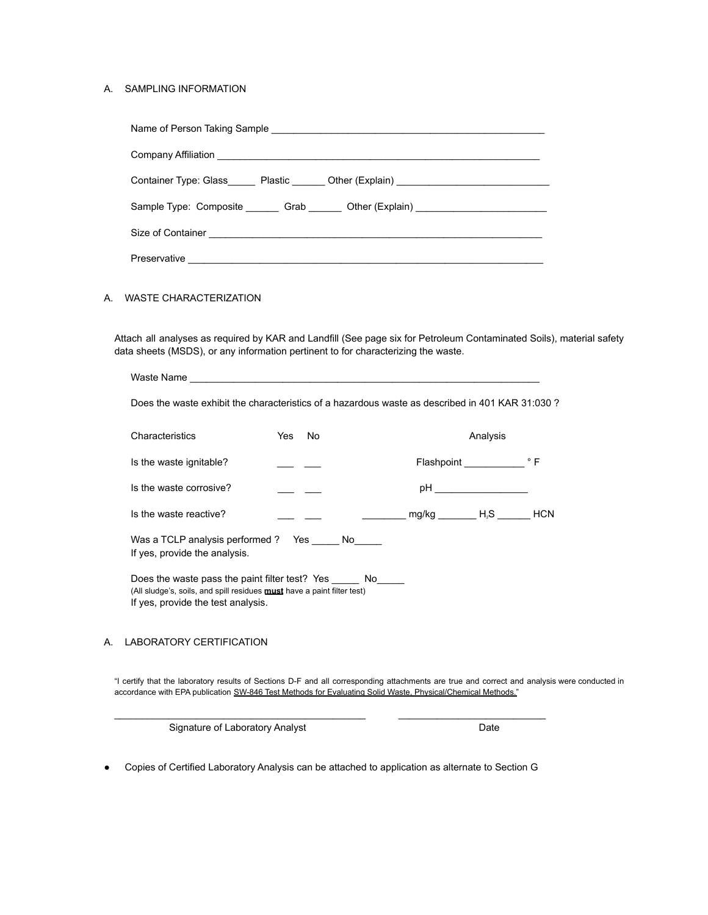## A. SAMPLING INFORMATION

Name of Person Taking Sample ___________________________________________________

Company Affiliation ___________________________________________________________

Container Type: Glass_____ Plastic ______ Other (Explain) ____________________________

Sample Type: Composite ______ Grab ______ Other (Explain) ________________________

Size of Container _____________________________________________________________

Preservative _________________________________________________________________

## A. WASTE CHARACTERIZATION

Attach all analyses as required by KAR and Landfill (See page six for Petroleum Contaminated Soils), material safety data sheets (MSDS), or any information pertinent to for characterizing the waste.

Waste Name __________________________________________________________________

Does the waste exhibit the characteristics of a hazardous waste as described in 401 KAR 31:030 ?

| Characteristics | Yes | No | Analysis |
|---|---|---|---|
| Is the waste ignitable? | ___ | ___ | Flashpoint ___________ ° F |
| Is the waste corrosive? | ___ | ___ | pH _________________ |
| Is the waste reactive? | ___ | ___ | ________ mg/kg _______ $H_2S$ ______ HCN |

Was a TCLP analysis performed ? Yes _____ No_____
If yes, provide the analysis.

Does the waste pass the paint filter test? Yes _____ No_____
(All sludge's, soils, and spill residues **must** have a paint filter test)
If yes, provide the test analysis.

## A. LABORATORY CERTIFICATION

"I certify that the laboratory results of Sections D-F and all corresponding attachments are true and correct and analysis were conducted in accordance with EPA publication SW-846 Test Methods for Evaluating Solid Waste, Physical/Chemical Methods."

_______________________________________________ ____________________________

Signature of Laboratory Analyst Date

- Copies of Certified Laboratory Analysis can be attached to application as alternate to Section G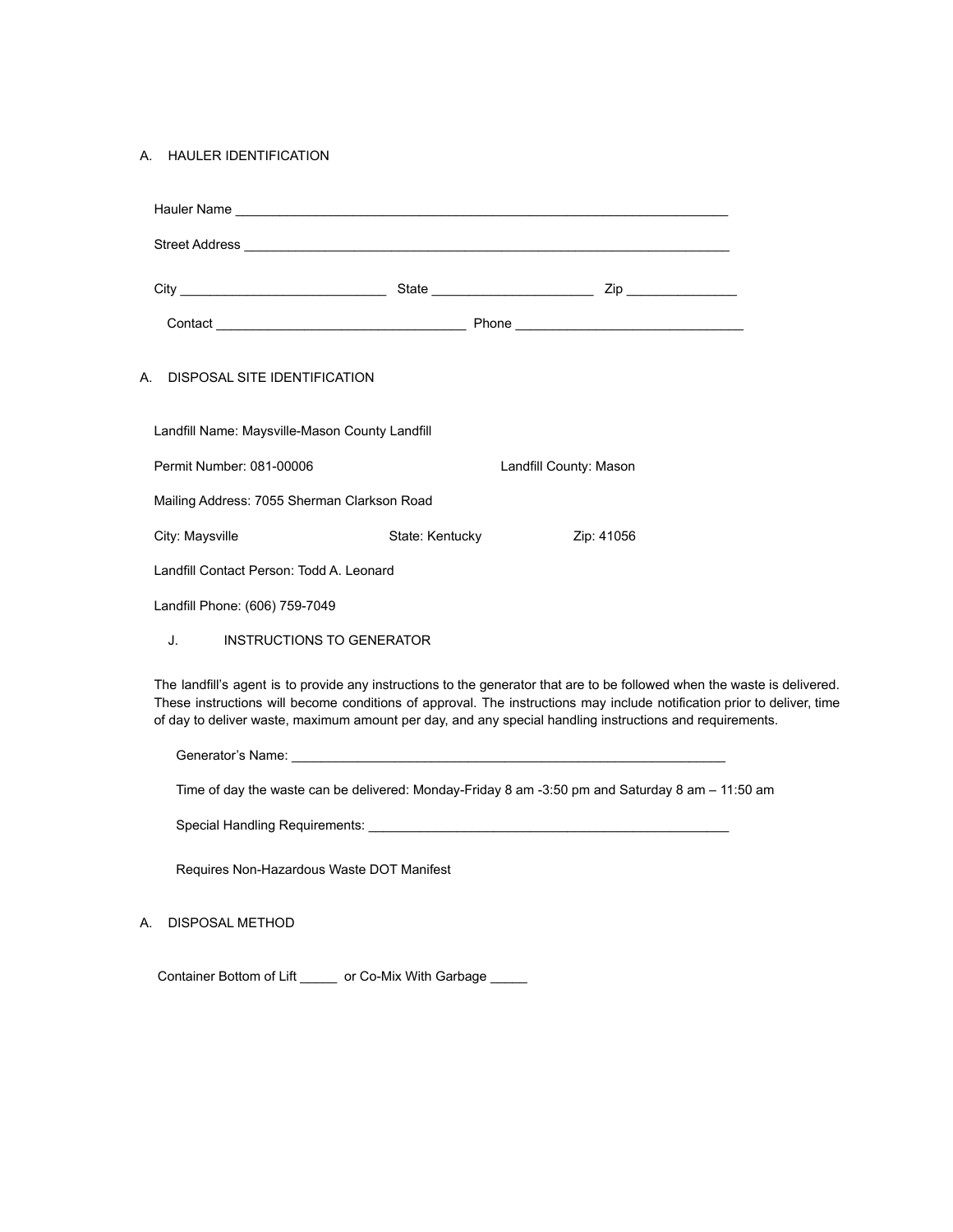## A. HAULER IDENTIFICATION

Hauler Name ____________________________________________________________________

Street Address __________________________________________________________________

City ____________________________ State ______________________ Zip _______________

Contact __________________________________ Phone _______________________________

## A. DISPOSAL SITE IDENTIFICATION

Landfill Name: Maysville-Mason County Landfill

Permit Number: 081-00006 Landfill County: Mason

Mailing Address: 7055 Sherman Clarkson Road

City: Maysville State: Kentucky Zip: 41056

Landfill Contact Person: Todd A. Leonard

Landfill Phone: (606) 759-7049

### J. INSTRUCTIONS TO GENERATOR

The landfill's agent is to provide any instructions to the generator that are to be followed when the waste is delivered. These instructions will become conditions of approval. The instructions may include notification prior to deliver, time of day to deliver waste, maximum amount per day, and any special handling instructions and requirements.

Generator's Name: _____________________________________________________________

Time of day the waste can be delivered: Monday-Friday 8 am -3:50 pm and Saturday 8 am – 11:50 am

Special Handling Requirements: __________________________________________________

Requires Non-Hazardous Waste DOT Manifest

## A. DISPOSAL METHOD

Container Bottom of Lift _____ or Co-Mix With Garbage _____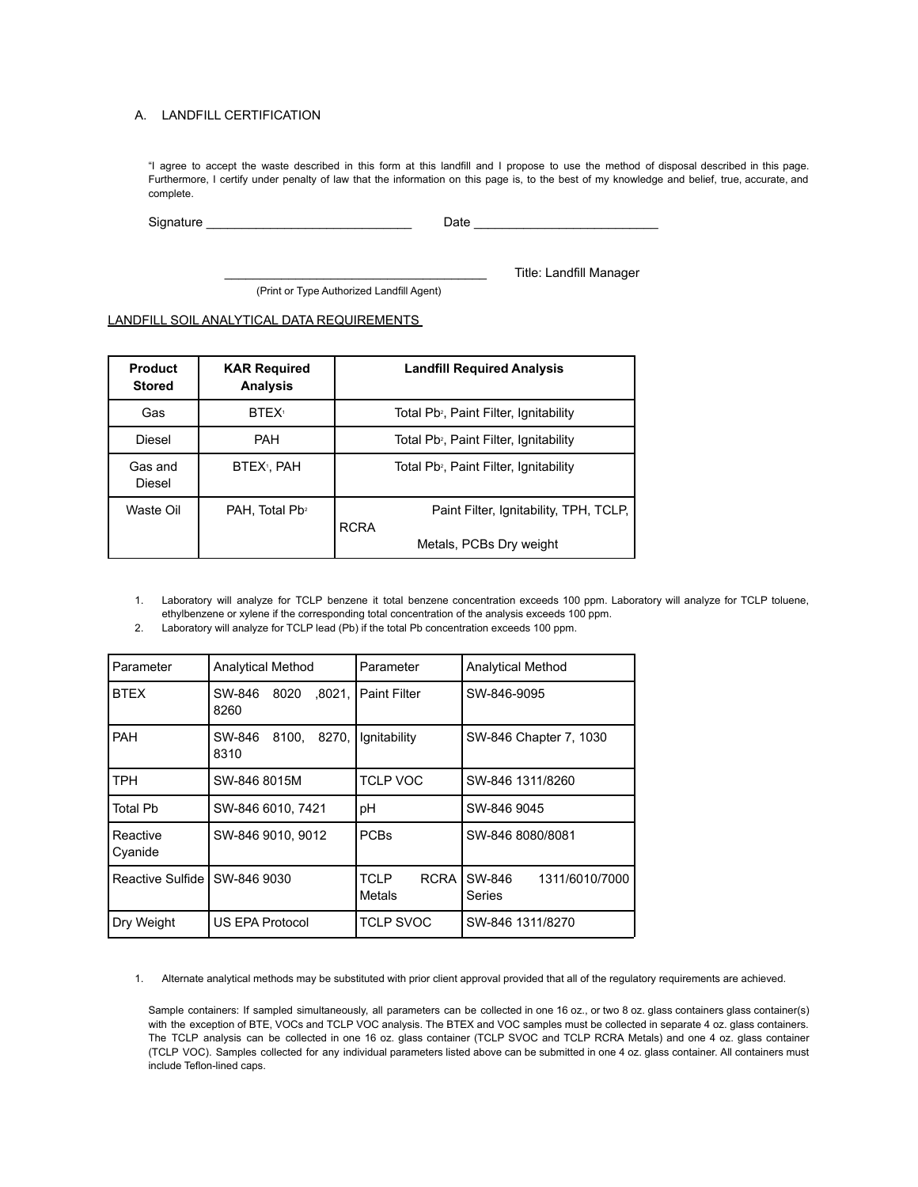## A. LANDFILL CERTIFICATION

"I agree to accept the waste described in this form at this landfill and I propose to use the method of disposal described in this page. Furthermore, I certify under penalty of law that the information on this page is, to the best of my knowledge and belief, true, accurate, and complete.

Signature ______________________________ Date ___________________________

_______________________________________ Title: Landfill Manager
(Print or Type Authorized Landfill Agent)

LANDFILL SOIL ANALYTICAL DATA REQUIREMENTS

| Product Stored | KAR Required Analysis | Landfill Required Analysis |
|---|---|---|
| Gas | BTEX[1] | Total Pb[2], Paint Filter, Ignitability |
| Diesel | PAH | Total Pb[2], Paint Filter, Ignitability |
| Gas and Diesel | BTEX[1], PAH | Total Pb[2], Paint Filter, Ignitability |
| Waste Oil | PAH, Total Pb[2] | Paint Filter, Ignitability, TPH, TCLP, RCRA Metals, PCBs Dry weight |

1. Laboratory will analyze for TCLP benzene it total benzene concentration exceeds 100 ppm. Laboratory will analyze for TCLP toluene, ethylbenzene or xylene if the corresponding total concentration of the analysis exceeds 100 ppm.
2. Laboratory will analyze for TCLP lead (Pb) if the total Pb concentration exceeds 100 ppm.

| Parameter | Analytical Method | Parameter | Analytical Method |
|---|---|---|---|
| BTEX | SW-846 8020 ,8021, 8260 | Paint Filter | SW-846-9095 |
| PAH | SW-846 8100, 8270, 8310 | Ignitability | SW-846 Chapter 7, 1030 |
| TPH | SW-846 8015M | TCLP VOC | SW-846 1311/8260 |
| Total Pb | SW-846 6010, 7421 | pH | SW-846 9045 |
| Reactive Cyanide | SW-846 9010, 9012 | PCBs | SW-846 8080/8081 |
| Reactive Sulfide | SW-846 9030 | TCLP RCRA Metals | SW-846 1311/6010/7000 Series |
| Dry Weight | US EPA Protocol | TCLP SVOC | SW-846 1311/8270 |

1. Alternate analytical methods may be substituted with prior client approval provided that all of the regulatory requirements are achieved.

Sample containers: If sampled simultaneously, all parameters can be collected in one 16 oz., or two 8 oz. glass containers glass container(s) with the exception of BTE, VOCs and TCLP VOC analysis. The BTEX and VOC samples must be collected in separate 4 oz. glass containers. The TCLP analysis can be collected in one 16 oz. glass container (TCLP SVOC and TCLP RCRA Metals) and one 4 oz. glass container (TCLP VOC). Samples collected for any individual parameters listed above can be submitted in one 4 oz. glass container. All containers must include Teflon-lined caps.